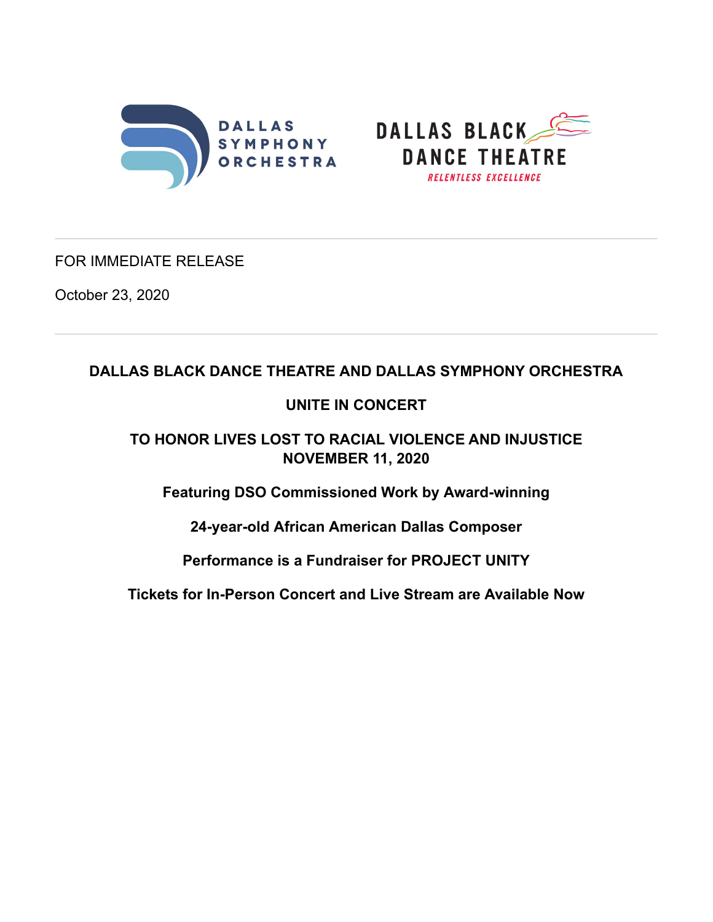DALLAS SYMPHONY ORCHESTRA

DALLAS BLACK DANCE THEATRE

RELENTLESS EXCELLENCE

---

FOR IMMEDIATE RELEASE

October 23, 2020

---

**DALLAS BLACK DANCE THEATRE AND DALLAS SYMPHONY ORCHESTRA**

**UNITE IN CONCERT**

**TO HONOR LIVES LOST TO RACIAL VIOLENCE AND INJUSTICE NOVEMBER 11, 2020**

**Featuring DSO Commissioned Work by Award-winning**

**24-year-old African American Dallas Composer**

**Performance is a Fundraiser for PROJECT UNITY**

**Tickets for In-Person Concert and Live Stream are Available Now**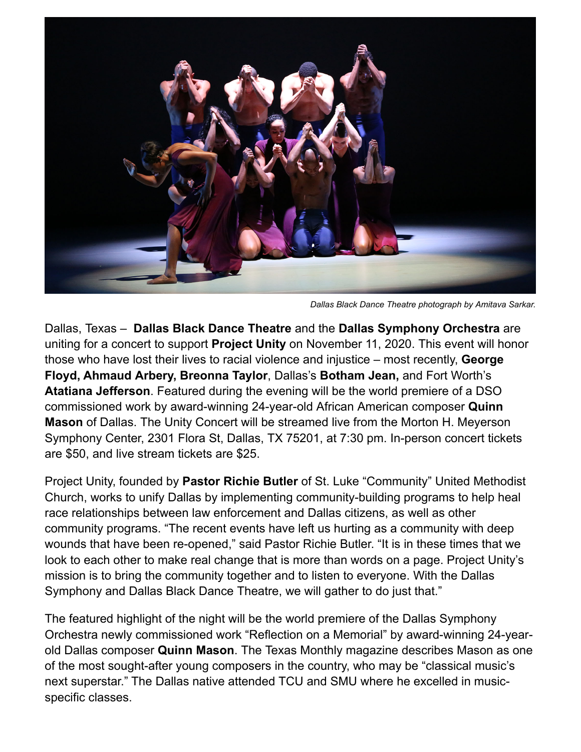*Dallas Black Dance Theatre photograph by Amitava Sarkar.*

Dallas, Texas – **Dallas Black Dance Theatre** and the **Dallas Symphony Orchestra** are uniting for a concert to support **Project Unity** on November 11, 2020. This event will honor those who have lost their lives to racial violence and injustice – most recently, **George Floyd, Ahmaud Arbery, Breonna Taylor**, Dallas's **Botham Jean,** and Fort Worth's **Atatiana Jefferson**. Featured during the evening will be the world premiere of a DSO commissioned work by award-winning 24-year-old African American composer **Quinn Mason** of Dallas. The Unity Concert will be streamed live from the Morton H. Meyerson Symphony Center, 2301 Flora St, Dallas, TX 75201, at 7:30 pm. In-person concert tickets are $50, and live stream tickets are $25.

Project Unity, founded by **Pastor Richie Butler** of St. Luke "Community" United Methodist Church, works to unify Dallas by implementing community-building programs to help heal race relationships between law enforcement and Dallas citizens, as well as other community programs. "The recent events have left us hurting as a community with deep wounds that have been re-opened," said Pastor Richie Butler. "It is in these times that we look to each other to make real change that is more than words on a page. Project Unity's mission is to bring the community together and to listen to everyone. With the Dallas Symphony and Dallas Black Dance Theatre, we will gather to do just that."

The featured highlight of the night will be the world premiere of the Dallas Symphony Orchestra newly commissioned work "Reflection on a Memorial" by award-winning 24-year-old Dallas composer **Quinn Mason**. The Texas Monthly magazine describes Mason as one of the most sought-after young composers in the country, who may be "classical music's next superstar." The Dallas native attended TCU and SMU where he excelled in music-specific classes.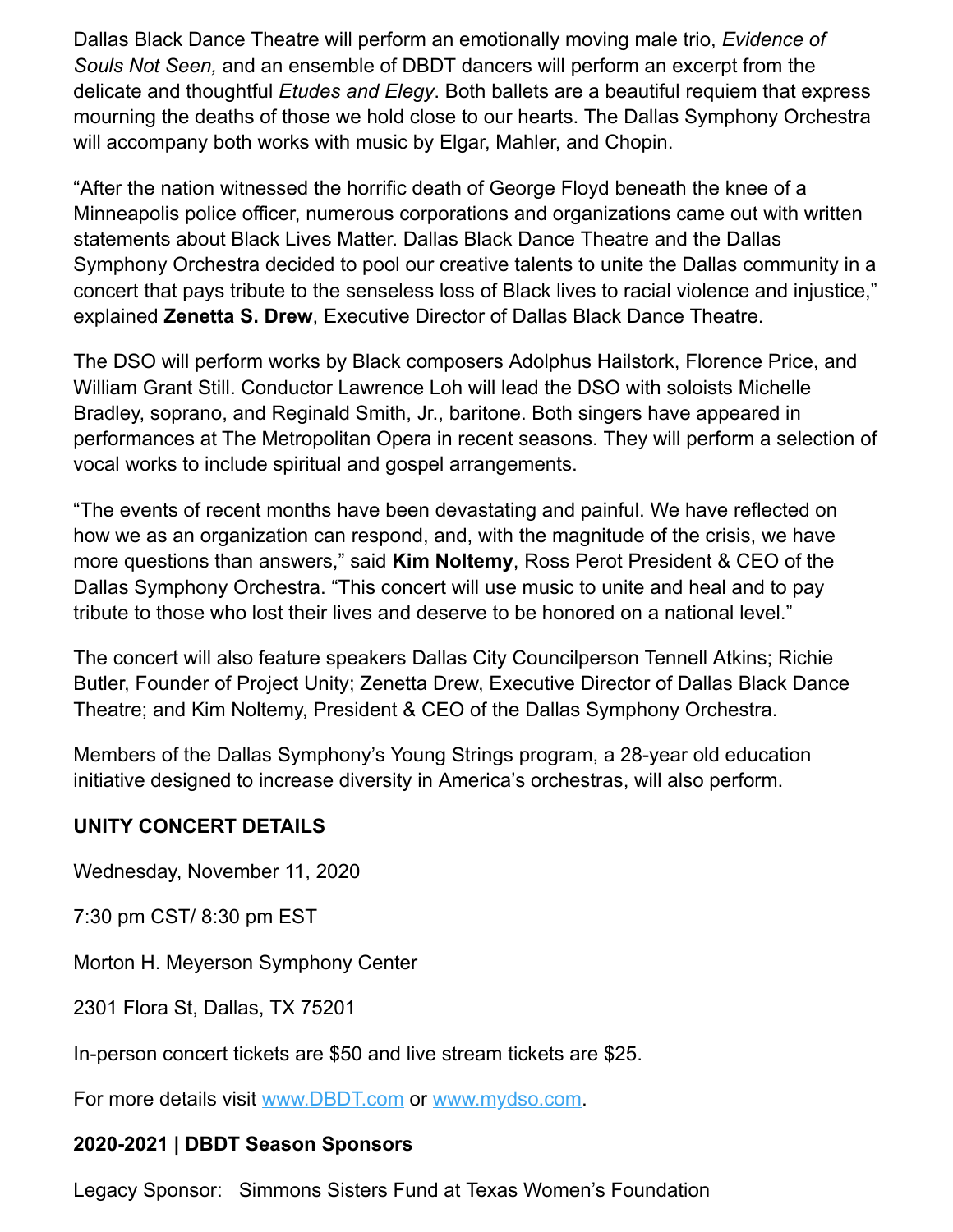Dallas Black Dance Theatre will perform an emotionally moving male trio, *Evidence of Souls Not Seen,* and an ensemble of DBDT dancers will perform an excerpt from the delicate and thoughtful *Etudes and Elegy*. Both ballets are a beautiful requiem that express mourning the deaths of those we hold close to our hearts. The Dallas Symphony Orchestra will accompany both works with music by Elgar, Mahler, and Chopin.

"After the nation witnessed the horrific death of George Floyd beneath the knee of a Minneapolis police officer, numerous corporations and organizations came out with written statements about Black Lives Matter. Dallas Black Dance Theatre and the Dallas Symphony Orchestra decided to pool our creative talents to unite the Dallas community in a concert that pays tribute to the senseless loss of Black lives to racial violence and injustice," explained **Zenetta S. Drew**, Executive Director of Dallas Black Dance Theatre.

The DSO will perform works by Black composers Adolphus Hailstork, Florence Price, and William Grant Still. Conductor Lawrence Loh will lead the DSO with soloists Michelle Bradley, soprano, and Reginald Smith, Jr., baritone. Both singers have appeared in performances at The Metropolitan Opera in recent seasons. They will perform a selection of vocal works to include spiritual and gospel arrangements.

"The events of recent months have been devastating and painful. We have reflected on how we as an organization can respond, and, with the magnitude of the crisis, we have more questions than answers," said **Kim Noltemy**, Ross Perot President & CEO of the Dallas Symphony Orchestra. "This concert will use music to unite and heal and to pay tribute to those who lost their lives and deserve to be honored on a national level."

The concert will also feature speakers Dallas City Councilperson Tennell Atkins; Richie Butler, Founder of Project Unity; Zenetta Drew, Executive Director of Dallas Black Dance Theatre; and Kim Noltemy, President & CEO of the Dallas Symphony Orchestra.

Members of the Dallas Symphony's Young Strings program, a 28-year old education initiative designed to increase diversity in America's orchestras, will also perform.

**UNITY CONCERT DETAILS**

Wednesday, November 11, 2020

7:30 pm CST/ 8:30 pm EST

Morton H. Meyerson Symphony Center

2301 Flora St, Dallas, TX 75201

In-person concert tickets are $50 and live stream tickets are $25.

For more details visit [www.DBDT.com](http://www.DBDT.com) or [www.mydso.com](http://www.mydso.com).

**2020-2021 | DBDT Season Sponsors**

Legacy Sponsor: Simmons Sisters Fund at Texas Women's Foundation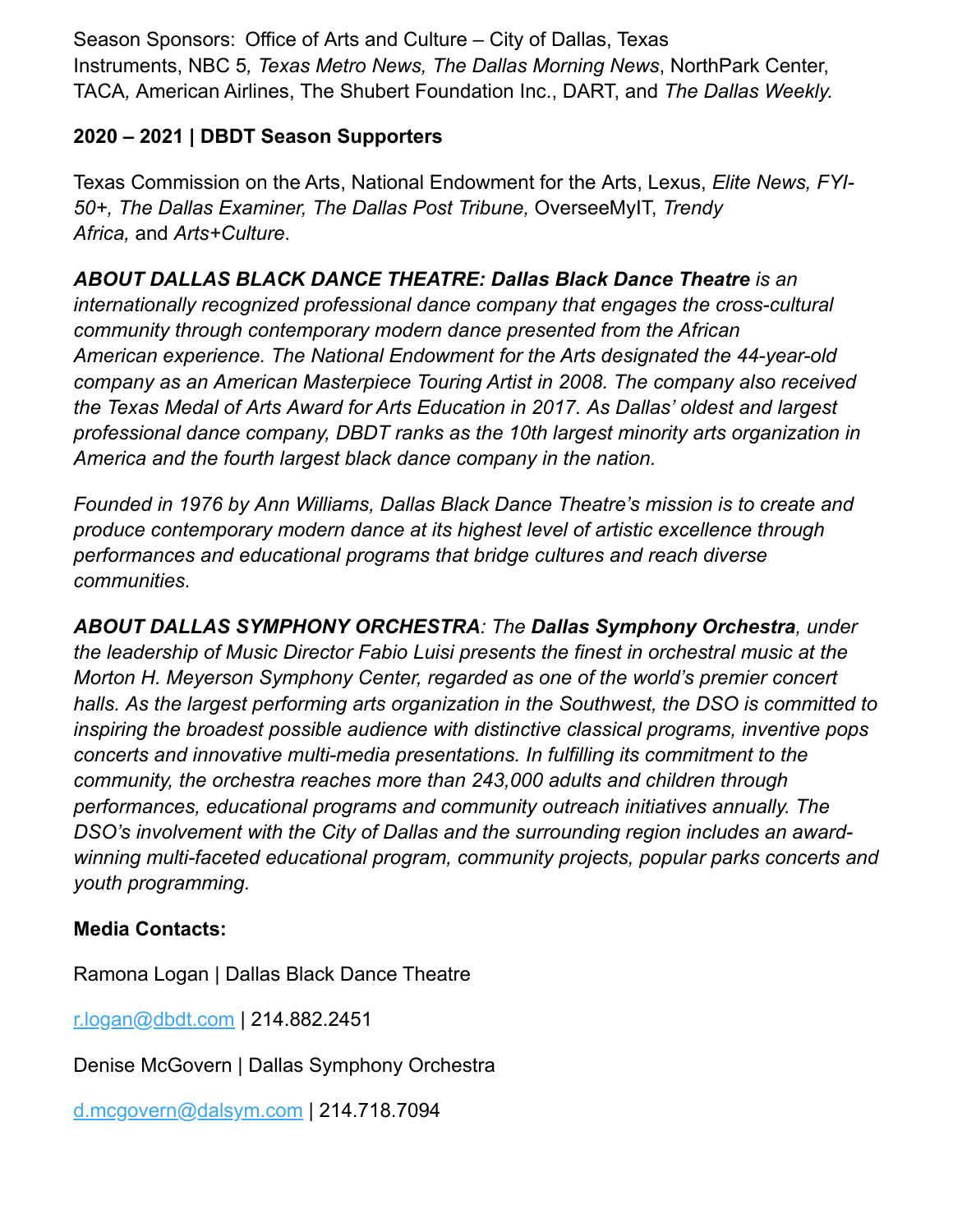Season Sponsors: Office of Arts and Culture – City of Dallas, Texas Instruments, NBC 5, *Texas Metro News, The Dallas Morning News*, NorthPark Center, TACA, American Airlines, The Shubert Foundation Inc., DART, and *The Dallas Weekly.*

**2020 – 2021 | DBDT Season Supporters**

Texas Commission on the Arts, National Endowment for the Arts, Lexus, *Elite News, FYI-50+, The Dallas Examiner, The Dallas Post Tribune,* OverseeMyIT, *Trendy Africa,* and *Arts+Culture*.

***ABOUT DALLAS BLACK DANCE THEATRE: Dallas Black Dance Theatre** is an internationally recognized professional dance company that engages the cross-cultural community through contemporary modern dance presented from the African American experience. The National Endowment for the Arts designated the 44-year-old company as an American Masterpiece Touring Artist in 2008. The company also received the Texas Medal of Arts Award for Arts Education in 2017. As Dallas' oldest and largest professional dance company, DBDT ranks as the 10th largest minority arts organization in America and the fourth largest black dance company in the nation.*

*Founded in 1976 by Ann Williams, Dallas Black Dance Theatre's mission is to create and produce contemporary modern dance at its highest level of artistic excellence through performances and educational programs that bridge cultures and reach diverse communities.*

***ABOUT DALLAS SYMPHONY ORCHESTRA**: The **Dallas Symphony Orchestra**, under the leadership of Music Director Fabio Luisi presents the finest in orchestral music at the Morton H. Meyerson Symphony Center, regarded as one of the world's premier concert halls. As the largest performing arts organization in the Southwest, the DSO is committed to inspiring the broadest possible audience with distinctive classical programs, inventive pops concerts and innovative multi-media presentations. In fulfilling its commitment to the community, the orchestra reaches more than 243,000 adults and children through performances, educational programs and community outreach initiatives annually. The DSO's involvement with the City of Dallas and the surrounding region includes an award-winning multi-faceted educational program, community projects, popular parks concerts and youth programming.*

**Media Contacts:**

Ramona Logan | Dallas Black Dance Theatre

r.logan@dbdt.com | 214.882.2451

Denise McGovern | Dallas Symphony Orchestra

d.mcgovern@dalsym.com | 214.718.7094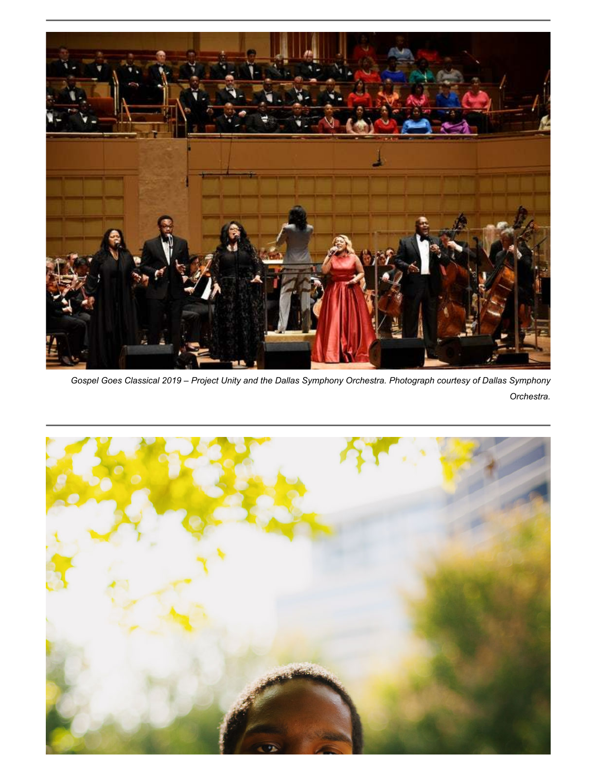*Gospel Goes Classical 2019 – Project Unity and the Dallas Symphony Orchestra. Photograph courtesy of Dallas Symphony Orchestra.*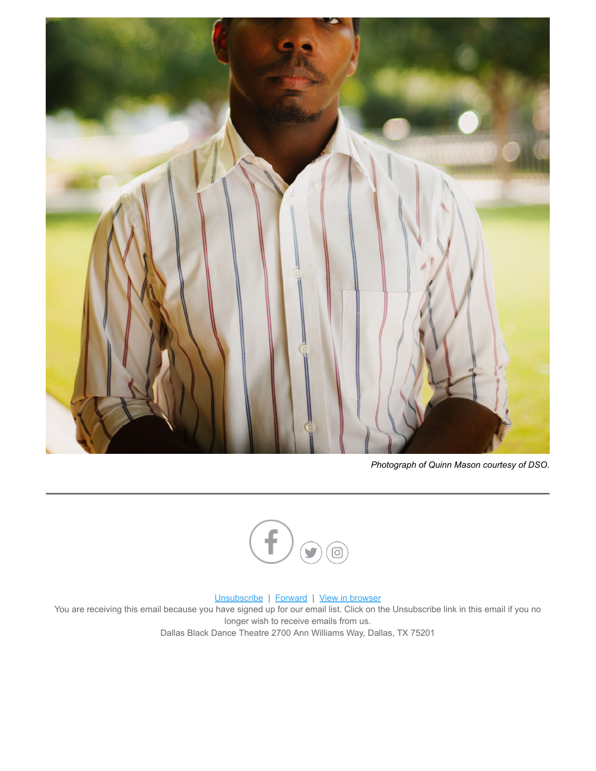*Photograph of Quinn Mason courtesy of DSO.*

---

Unsubscribe | Forward | View in browser

You are receiving this email because you have signed up for our email list. Click on the Unsubscribe link in this email if you no longer wish to receive emails from us.

Dallas Black Dance Theatre 2700 Ann Williams Way, Dallas, TX 75201